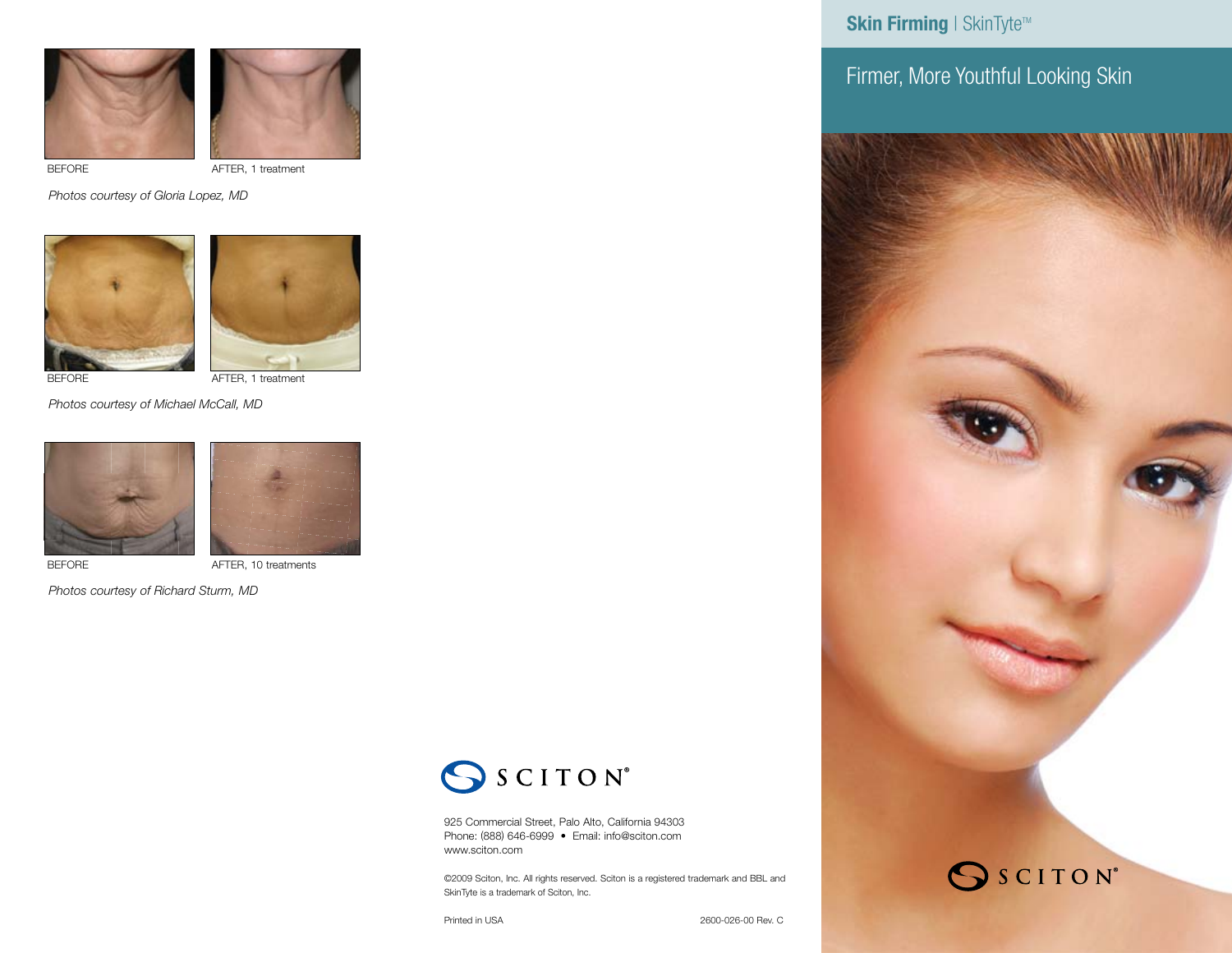BEFORE

AFTER, 1 treatment

*Photos courtesy of Gloria Lopez, MD*

BEFORE

AFTER, 1 treatment

*Photos courtesy of Michael McCall, MD*

BEFORE

AFTER, 10 treatments

*Photos courtesy of Richard Sturm, MD*

SCITON®

925 Commercial Street, Palo Alto, California 94303
Phone: (888) 646-6999 • Email: info@sciton.com
www.sciton.com

©2009 Sciton, Inc. All rights reserved. Sciton is a registered trademark and BBL and SkinTyte is a trademark of Sciton, Inc.

Printed in USA

2600-026-00 Rev. C

# **Skin Firming** | SkinTyte™

## Firmer, More Youthful Looking Skin

SCITON®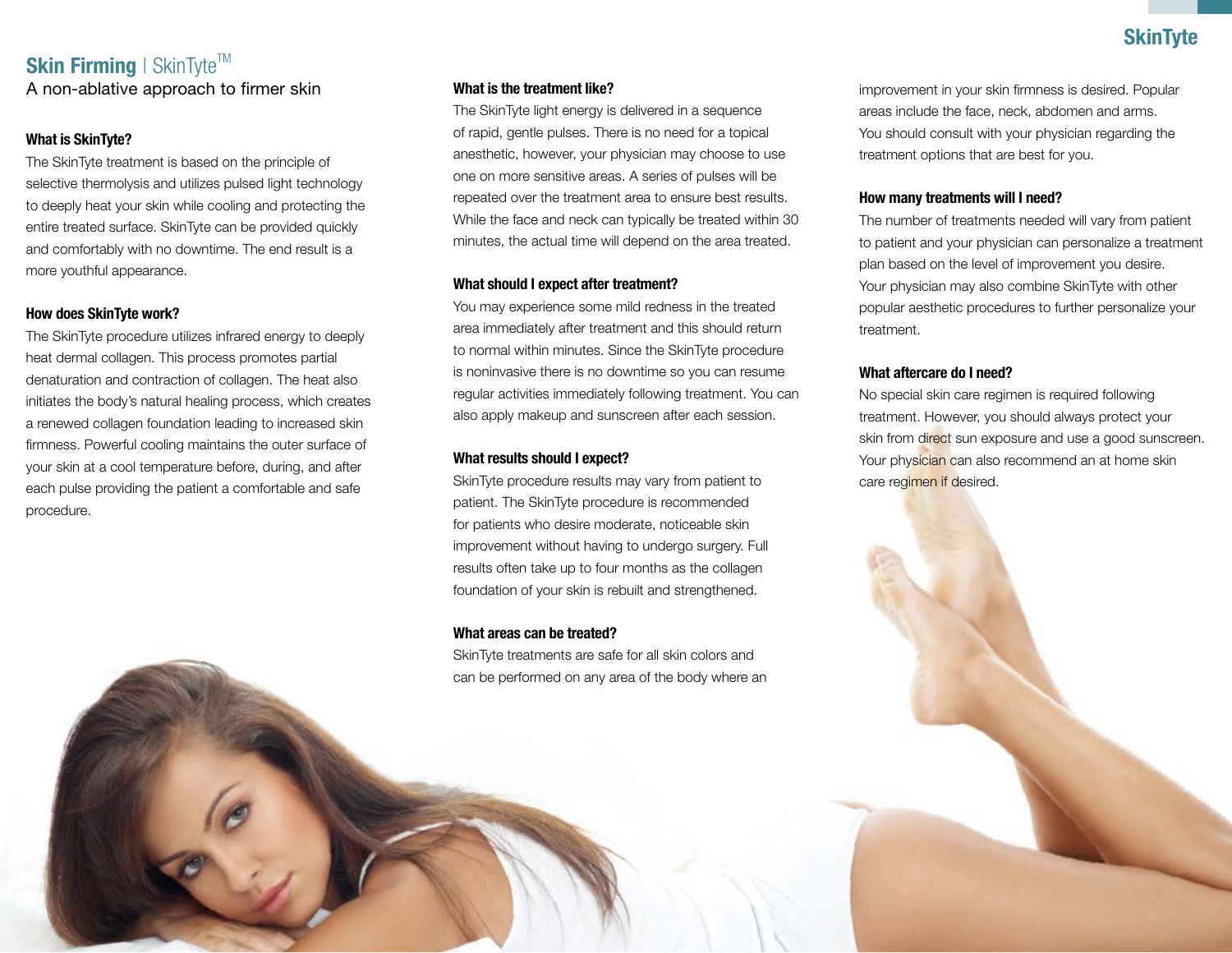## Skin Firming | SkinTyte™

A non-ablative approach to firmer skin

### What is SkinTyte?

The SkinTyte treatment is based on the principle of selective thermolysis and utilizes pulsed light technology to deeply heat your skin while cooling and protecting the entire treated surface. SkinTyte can be provided quickly and comfortably with no downtime. The end result is a more youthful appearance.

### How does SkinTyte work?

The SkinTyte procedure utilizes infrared energy to deeply heat dermal collagen. This process promotes partial denaturation and contraction of collagen. The heat also initiates the body's natural healing process, which creates a renewed collagen foundation leading to increased skin firmness. Powerful cooling maintains the outer surface of your skin at a cool temperature before, during, and after each pulse providing the patient a comfortable and safe procedure.

### What is the treatment like?

The SkinTyte light energy is delivered in a sequence of rapid, gentle pulses. There is no need for a topical anesthetic, however, your physician may choose to use one on more sensitive areas. A series of pulses will be repeated over the treatment area to ensure best results. While the face and neck can typically be treated within 30 minutes, the actual time will depend on the area treated.

### What should I expect after treatment?

You may experience some mild redness in the treated area immediately after treatment and this should return to normal within minutes. Since the SkinTyte procedure is noninvasive there is no downtime so you can resume regular activities immediately following treatment. You can also apply makeup and sunscreen after each session.

### What results should I expect?

SkinTyte procedure results may vary from patient to patient. The SkinTyte procedure is recommended for patients who desire moderate, noticeable skin improvement without having to undergo surgery. Full results often take up to four months as the collagen foundation of your skin is rebuilt and strengthened.

### What areas can be treated?

SkinTyte treatments are safe for all skin colors and can be performed on any area of the body where an improvement in your skin firmness is desired. Popular areas include the face, neck, abdomen and arms. You should consult with your physician regarding the treatment options that are best for you.

### How many treatments will I need?

The number of treatments needed will vary from patient to patient and your physician can personalize a treatment plan based on the level of improvement you desire. Your physician may also combine SkinTyte with other popular aesthetic procedures to further personalize your treatment.

### What aftercare do I need?

No special skin care regimen is required following treatment. However, you should always protect your skin from direct sun exposure and use a good sunscreen. Your physician can also recommend an at home skin care regimen if desired.